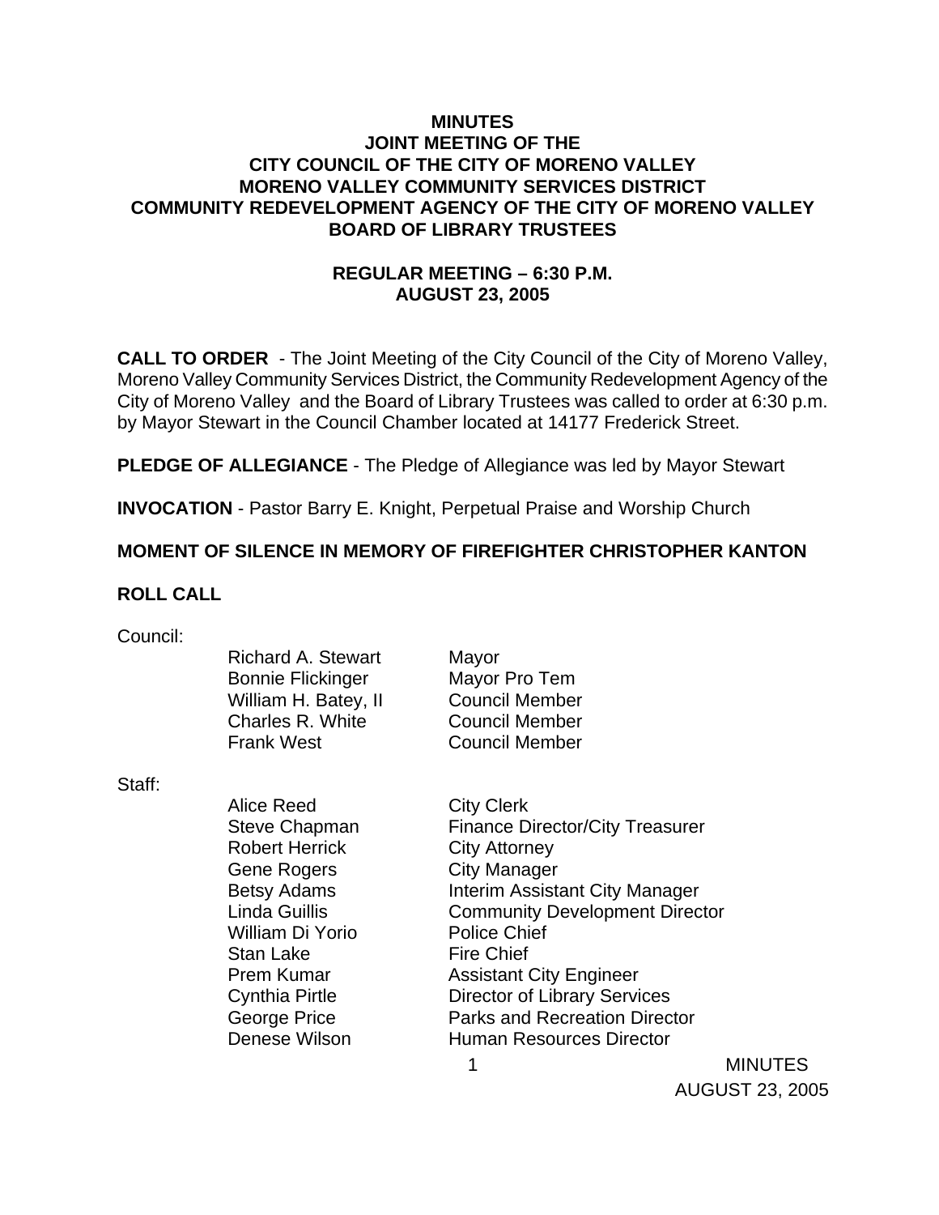# MINUTES
## JOINT MEETING OF THE
## CITY COUNCIL OF THE CITY OF MORENO VALLEY
## MORENO VALLEY COMMUNITY SERVICES DISTRICT
## COMMUNITY REDEVELOPMENT AGENCY OF THE CITY OF MORENO VALLEY
## BOARD OF LIBRARY TRUSTEES

### REGULAR MEETING – 6:30 P.M.
### AUGUST 23, 2005

**CALL TO ORDER** - The Joint Meeting of the City Council of the City of Moreno Valley, Moreno Valley Community Services District, the Community Redevelopment Agency of the City of Moreno Valley and the Board of Library Trustees was called to order at 6:30 p.m. by Mayor Stewart in the Council Chamber located at 14177 Frederick Street.

**PLEDGE OF ALLEGIANCE** - The Pledge of Allegiance was led by Mayor Stewart

**INVOCATION** - Pastor Barry E. Knight, Perpetual Praise and Worship Church

**MOMENT OF SILENCE IN MEMORY OF FIREFIGHTER CHRISTOPHER KANTON**

**ROLL CALL**

Council:

| | |
|---|---|
| Richard A. Stewart | Mayor |
| Bonnie Flickinger | Mayor Pro Tem |
| William H. Batey, II | Council Member |
| Charles R. White | Council Member |
| Frank West | Council Member |

Staff:

| | |
|---|---|
| Alice Reed | City Clerk |
| Steve Chapman | Finance Director/City Treasurer |
| Robert Herrick | City Attorney |
| Gene Rogers | City Manager |
| Betsy Adams | Interim Assistant City Manager |
| Linda Guillis | Community Development Director |
| William Di Yorio | Police Chief |
| Stan Lake | Fire Chief |
| Prem Kumar | Assistant City Engineer |
| Cynthia Pirtle | Director of Library Services |
| George Price | Parks and Recreation Director |
| Denese Wilson | Human Resources Director |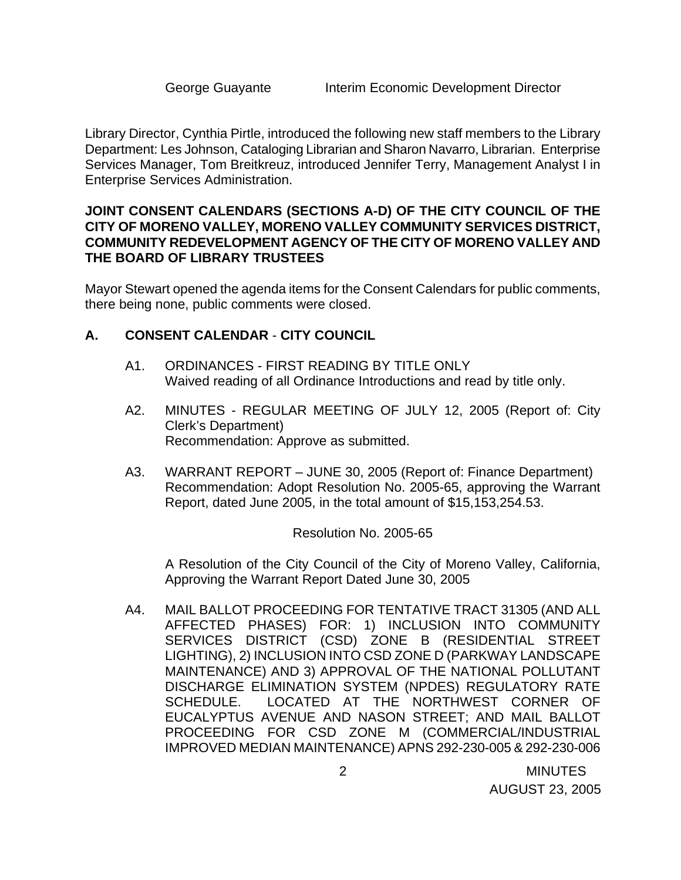George Guayante    Interim Economic Development Director

Library Director, Cynthia Pirtle, introduced the following new staff members to the Library Department: Les Johnson, Cataloging Librarian and Sharon Navarro, Librarian. Enterprise Services Manager, Tom Breitkreuz, introduced Jennifer Terry, Management Analyst I in Enterprise Services Administration.

**JOINT CONSENT CALENDARS (SECTIONS A-D) OF THE CITY COUNCIL OF THE CITY OF MORENO VALLEY, MORENO VALLEY COMMUNITY SERVICES DISTRICT, COMMUNITY REDEVELOPMENT AGENCY OF THE CITY OF MORENO VALLEY AND THE BOARD OF LIBRARY TRUSTEES**

Mayor Stewart opened the agenda items for the Consent Calendars for public comments, there being none, public comments were closed.

## A. CONSENT CALENDAR - CITY COUNCIL

A1. ORDINANCES - FIRST READING BY TITLE ONLY
Waived reading of all Ordinance Introductions and read by title only.

A2. MINUTES - REGULAR MEETING OF JULY 12, 2005 (Report of: City Clerk's Department)
Recommendation: Approve as submitted.

A3. WARRANT REPORT – JUNE 30, 2005 (Report of: Finance Department)
Recommendation: Adopt Resolution No. 2005-65, approving the Warrant Report, dated June 2005, in the total amount of $15,153,254.53.

Resolution No. 2005-65

A Resolution of the City Council of the City of Moreno Valley, California, Approving the Warrant Report Dated June 30, 2005

A4. MAIL BALLOT PROCEEDING FOR TENTATIVE TRACT 31305 (AND ALL AFFECTED PHASES) FOR: 1) INCLUSION INTO COMMUNITY SERVICES DISTRICT (CSD) ZONE B (RESIDENTIAL STREET LIGHTING), 2) INCLUSION INTO CSD ZONE D (PARKWAY LANDSCAPE MAINTENANCE) AND 3) APPROVAL OF THE NATIONAL POLLUTANT DISCHARGE ELIMINATION SYSTEM (NPDES) REGULATORY RATE SCHEDULE. LOCATED AT THE NORTHWEST CORNER OF EUCALYPTUS AVENUE AND NASON STREET; AND MAIL BALLOT PROCEEDING FOR CSD ZONE M (COMMERCIAL/INDUSTRIAL IMPROVED MEDIAN MAINTENANCE) APNS 292-230-005 & 292-230-006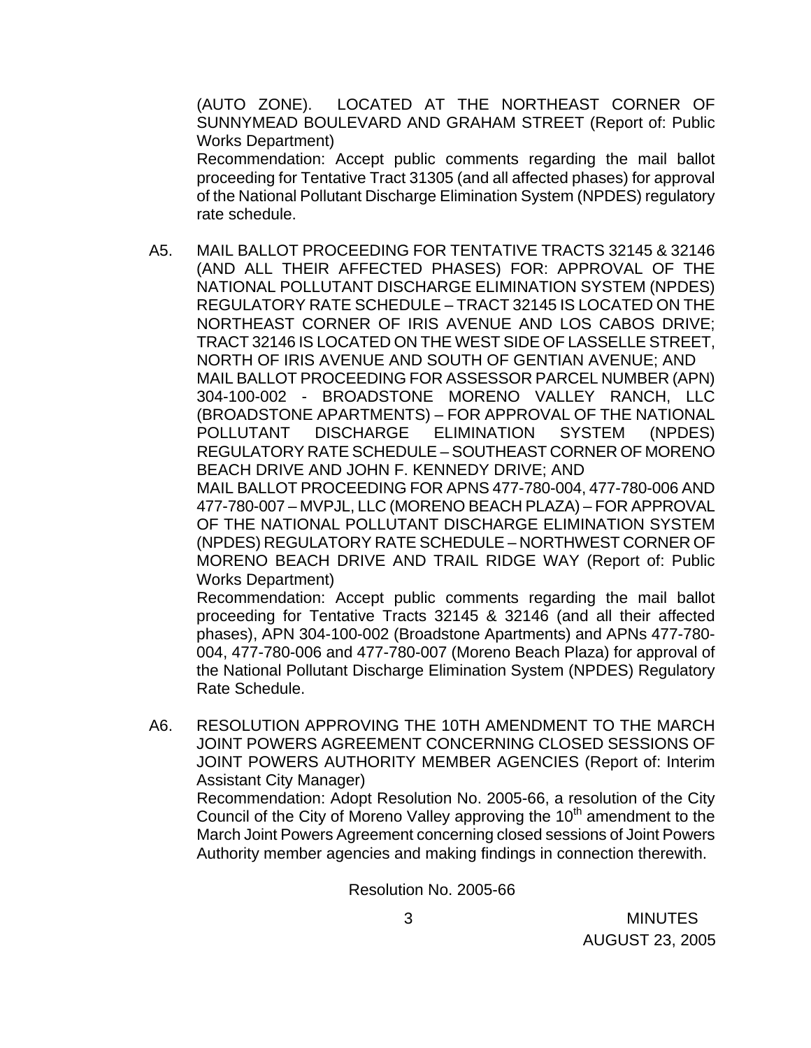(AUTO ZONE). LOCATED AT THE NORTHEAST CORNER OF SUNNYMEAD BOULEVARD AND GRAHAM STREET (Report of: Public Works Department)

Recommendation: Accept public comments regarding the mail ballot proceeding for Tentative Tract 31305 (and all affected phases) for approval of the National Pollutant Discharge Elimination System (NPDES) regulatory rate schedule.

A5. MAIL BALLOT PROCEEDING FOR TENTATIVE TRACTS 32145 & 32146 (AND ALL THEIR AFFECTED PHASES) FOR: APPROVAL OF THE NATIONAL POLLUTANT DISCHARGE ELIMINATION SYSTEM (NPDES) REGULATORY RATE SCHEDULE – TRACT 32145 IS LOCATED ON THE NORTHEAST CORNER OF IRIS AVENUE AND LOS CABOS DRIVE; TRACT 32146 IS LOCATED ON THE WEST SIDE OF LASSELLE STREET, NORTH OF IRIS AVENUE AND SOUTH OF GENTIAN AVENUE; AND MAIL BALLOT PROCEEDING FOR ASSESSOR PARCEL NUMBER (APN) 304-100-002 - BROADSTONE MORENO VALLEY RANCH, LLC (BROADSTONE APARTMENTS) – FOR APPROVAL OF THE NATIONAL POLLUTANT DISCHARGE ELIMINATION SYSTEM (NPDES) REGULATORY RATE SCHEDULE – SOUTHEAST CORNER OF MORENO BEACH DRIVE AND JOHN F. KENNEDY DRIVE; AND MAIL BALLOT PROCEEDING FOR APNS 477-780-004, 477-780-006 AND 477-780-007 – MVPJL, LLC (MORENO BEACH PLAZA) – FOR APPROVAL OF THE NATIONAL POLLUTANT DISCHARGE ELIMINATION SYSTEM (NPDES) REGULATORY RATE SCHEDULE – NORTHWEST CORNER OF MORENO BEACH DRIVE AND TRAIL RIDGE WAY (Report of: Public Works Department)

Recommendation: Accept public comments regarding the mail ballot proceeding for Tentative Tracts 32145 & 32146 (and all their affected phases), APN 304-100-002 (Broadstone Apartments) and APNs 477-780-004, 477-780-006 and 477-780-007 (Moreno Beach Plaza) for approval of the National Pollutant Discharge Elimination System (NPDES) Regulatory Rate Schedule.

A6. RESOLUTION APPROVING THE 10TH AMENDMENT TO THE MARCH JOINT POWERS AGREEMENT CONCERNING CLOSED SESSIONS OF JOINT POWERS AUTHORITY MEMBER AGENCIES (Report of: Interim Assistant City Manager)

Recommendation: Adopt Resolution No. 2005-66, a resolution of the City Council of the City of Moreno Valley approving the 10th amendment to the March Joint Powers Agreement concerning closed sessions of Joint Powers Authority member agencies and making findings in connection therewith.

Resolution No. 2005-66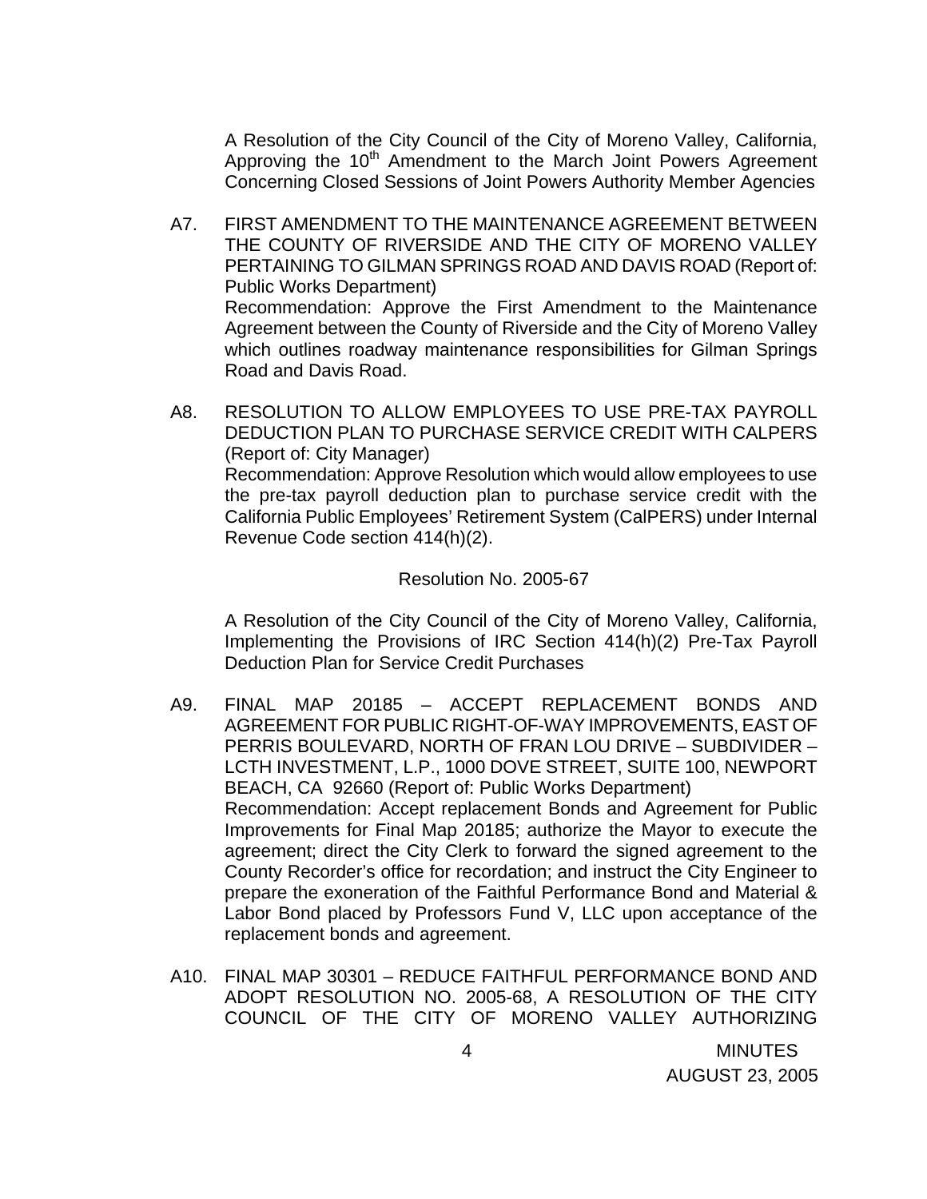A Resolution of the City Council of the City of Moreno Valley, California, Approving the 10th Amendment to the March Joint Powers Agreement Concerning Closed Sessions of Joint Powers Authority Member Agencies

A7. FIRST AMENDMENT TO THE MAINTENANCE AGREEMENT BETWEEN THE COUNTY OF RIVERSIDE AND THE CITY OF MORENO VALLEY PERTAINING TO GILMAN SPRINGS ROAD AND DAVIS ROAD (Report of: Public Works Department)
Recommendation: Approve the First Amendment to the Maintenance Agreement between the County of Riverside and the City of Moreno Valley which outlines roadway maintenance responsibilities for Gilman Springs Road and Davis Road.

A8. RESOLUTION TO ALLOW EMPLOYEES TO USE PRE-TAX PAYROLL DEDUCTION PLAN TO PURCHASE SERVICE CREDIT WITH CALPERS (Report of: City Manager)
Recommendation: Approve Resolution which would allow employees to use the pre-tax payroll deduction plan to purchase service credit with the California Public Employees' Retirement System (CalPERS) under Internal Revenue Code section 414(h)(2).

Resolution No. 2005-67

A Resolution of the City Council of the City of Moreno Valley, California, Implementing the Provisions of IRC Section 414(h)(2) Pre-Tax Payroll Deduction Plan for Service Credit Purchases

A9. FINAL MAP 20185 – ACCEPT REPLACEMENT BONDS AND AGREEMENT FOR PUBLIC RIGHT-OF-WAY IMPROVEMENTS, EAST OF PERRIS BOULEVARD, NORTH OF FRAN LOU DRIVE – SUBDIVIDER – LCTH INVESTMENT, L.P., 1000 DOVE STREET, SUITE 100, NEWPORT BEACH, CA 92660 (Report of: Public Works Department)
Recommendation: Accept replacement Bonds and Agreement for Public Improvements for Final Map 20185; authorize the Mayor to execute the agreement; direct the City Clerk to forward the signed agreement to the County Recorder's office for recordation; and instruct the City Engineer to prepare the exoneration of the Faithful Performance Bond and Material & Labor Bond placed by Professors Fund V, LLC upon acceptance of the replacement bonds and agreement.

A10. FINAL MAP 30301 – REDUCE FAITHFUL PERFORMANCE BOND AND ADOPT RESOLUTION NO. 2005-68, A RESOLUTION OF THE CITY COUNCIL OF THE CITY OF MORENO VALLEY AUTHORIZING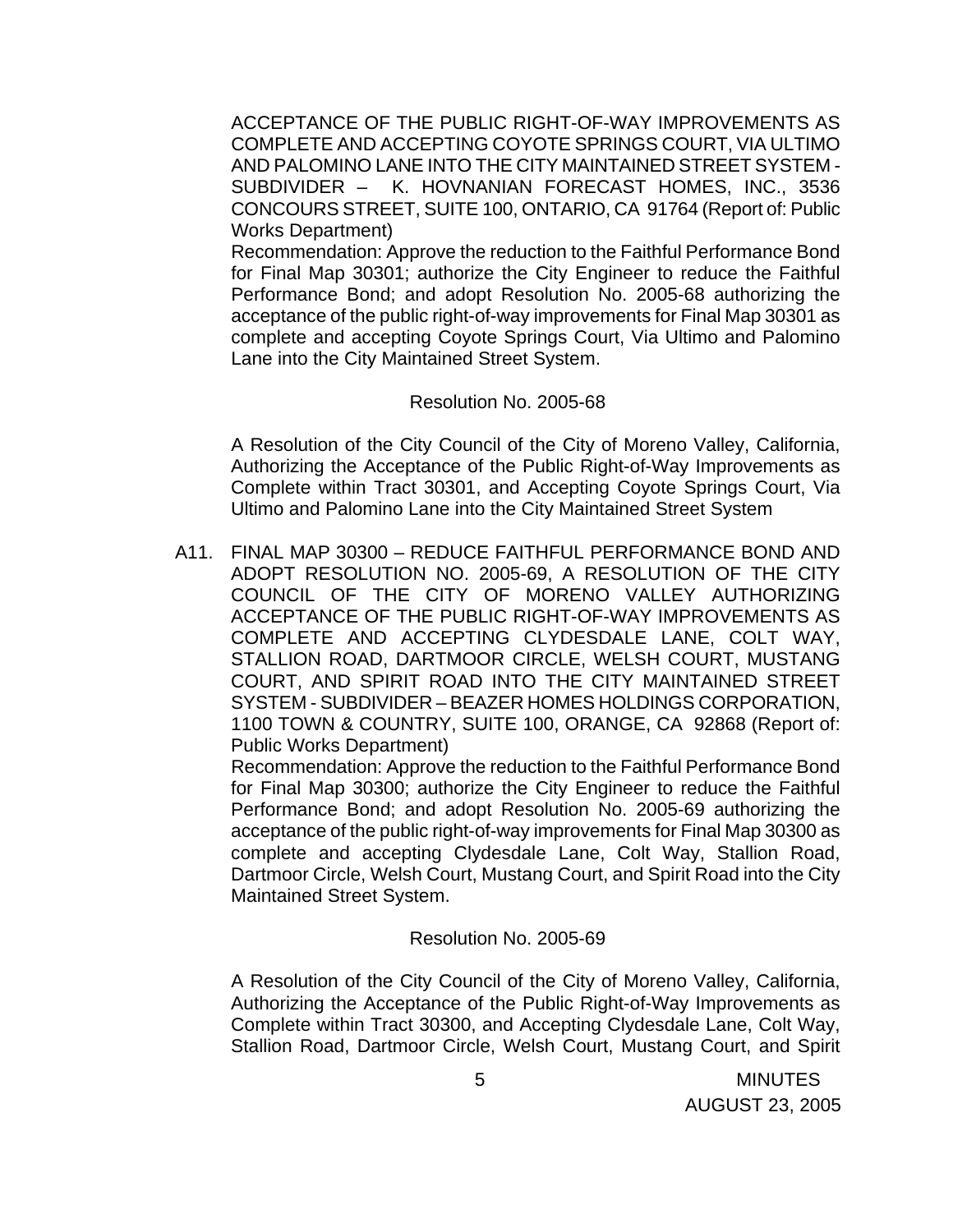ACCEPTANCE OF THE PUBLIC RIGHT-OF-WAY IMPROVEMENTS AS COMPLETE AND ACCEPTING COYOTE SPRINGS COURT, VIA ULTIMO AND PALOMINO LANE INTO THE CITY MAINTAINED STREET SYSTEM - SUBDIVIDER – K. HOVNANIAN FORECAST HOMES, INC., 3536 CONCOURS STREET, SUITE 100, ONTARIO, CA 91764 (Report of: Public Works Department)

Recommendation: Approve the reduction to the Faithful Performance Bond for Final Map 30301; authorize the City Engineer to reduce the Faithful Performance Bond; and adopt Resolution No. 2005-68 authorizing the acceptance of the public right-of-way improvements for Final Map 30301 as complete and accepting Coyote Springs Court, Via Ultimo and Palomino Lane into the City Maintained Street System.

Resolution No. 2005-68

A Resolution of the City Council of the City of Moreno Valley, California, Authorizing the Acceptance of the Public Right-of-Way Improvements as Complete within Tract 30301, and Accepting Coyote Springs Court, Via Ultimo and Palomino Lane into the City Maintained Street System

A11. FINAL MAP 30300 – REDUCE FAITHFUL PERFORMANCE BOND AND ADOPT RESOLUTION NO. 2005-69, A RESOLUTION OF THE CITY COUNCIL OF THE CITY OF MORENO VALLEY AUTHORIZING ACCEPTANCE OF THE PUBLIC RIGHT-OF-WAY IMPROVEMENTS AS COMPLETE AND ACCEPTING CLYDESDALE LANE, COLT WAY, STALLION ROAD, DARTMOOR CIRCLE, WELSH COURT, MUSTANG COURT, AND SPIRIT ROAD INTO THE CITY MAINTAINED STREET SYSTEM - SUBDIVIDER – BEAZER HOMES HOLDINGS CORPORATION, 1100 TOWN & COUNTRY, SUITE 100, ORANGE, CA 92868 (Report of: Public Works Department)

Recommendation: Approve the reduction to the Faithful Performance Bond for Final Map 30300; authorize the City Engineer to reduce the Faithful Performance Bond; and adopt Resolution No. 2005-69 authorizing the acceptance of the public right-of-way improvements for Final Map 30300 as complete and accepting Clydesdale Lane, Colt Way, Stallion Road, Dartmoor Circle, Welsh Court, Mustang Court, and Spirit Road into the City Maintained Street System.

Resolution No. 2005-69

A Resolution of the City Council of the City of Moreno Valley, California, Authorizing the Acceptance of the Public Right-of-Way Improvements as Complete within Tract 30300, and Accepting Clydesdale Lane, Colt Way, Stallion Road, Dartmoor Circle, Welsh Court, Mustang Court, and Spirit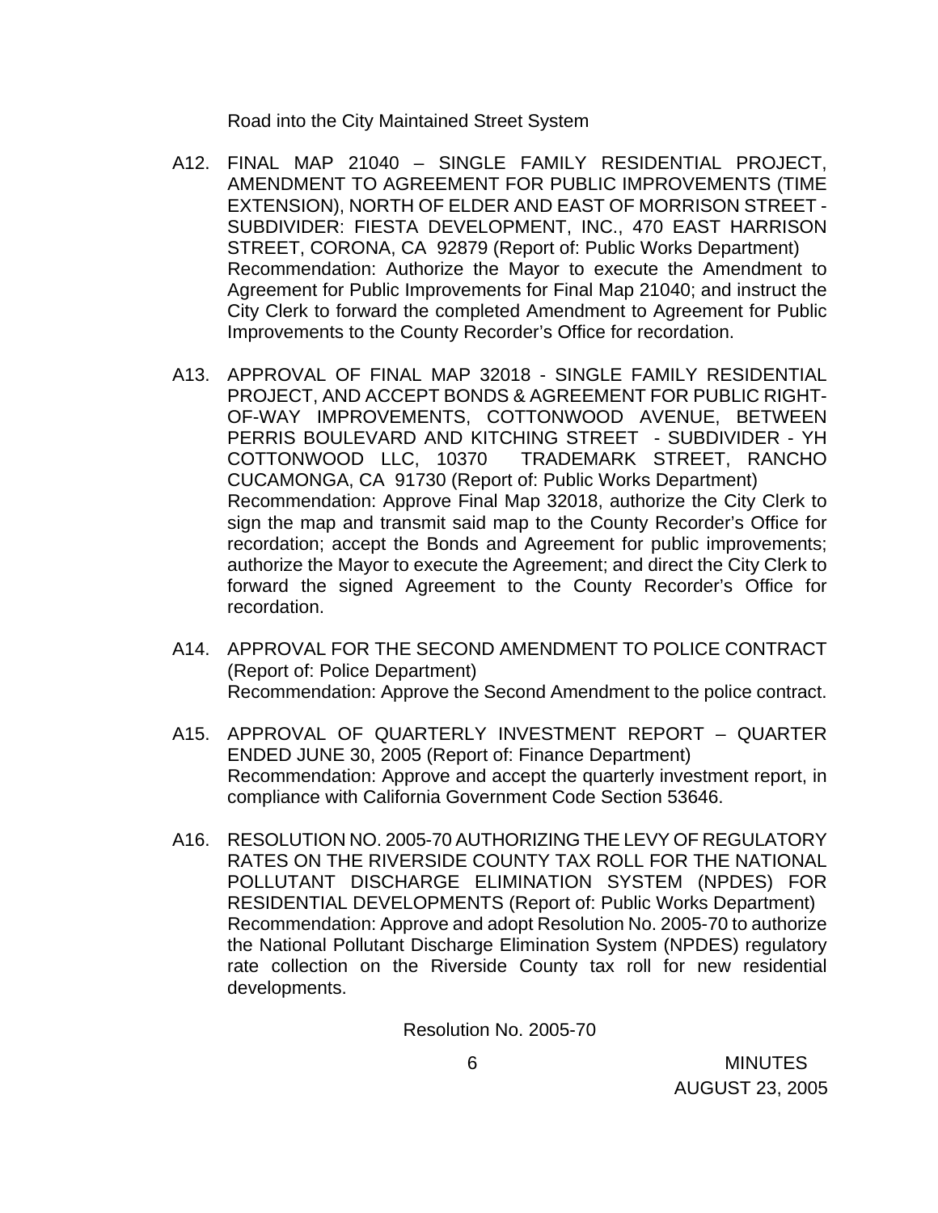Road into the City Maintained Street System

A12. FINAL MAP 21040 – SINGLE FAMILY RESIDENTIAL PROJECT, AMENDMENT TO AGREEMENT FOR PUBLIC IMPROVEMENTS (TIME EXTENSION), NORTH OF ELDER AND EAST OF MORRISON STREET - SUBDIVIDER: FIESTA DEVELOPMENT, INC., 470 EAST HARRISON STREET, CORONA, CA 92879 (Report of: Public Works Department)
Recommendation: Authorize the Mayor to execute the Amendment to Agreement for Public Improvements for Final Map 21040; and instruct the City Clerk to forward the completed Amendment to Agreement for Public Improvements to the County Recorder's Office for recordation.

A13. APPROVAL OF FINAL MAP 32018 - SINGLE FAMILY RESIDENTIAL PROJECT, AND ACCEPT BONDS & AGREEMENT FOR PUBLIC RIGHT-OF-WAY IMPROVEMENTS, COTTONWOOD AVENUE, BETWEEN PERRIS BOULEVARD AND KITCHING STREET - SUBDIVIDER - YH COTTONWOOD LLC, 10370 TRADEMARK STREET, RANCHO CUCAMONGA, CA 91730 (Report of: Public Works Department)
Recommendation: Approve Final Map 32018, authorize the City Clerk to sign the map and transmit said map to the County Recorder's Office for recordation; accept the Bonds and Agreement for public improvements; authorize the Mayor to execute the Agreement; and direct the City Clerk to forward the signed Agreement to the County Recorder's Office for recordation.

A14. APPROVAL FOR THE SECOND AMENDMENT TO POLICE CONTRACT (Report of: Police Department)
Recommendation: Approve the Second Amendment to the police contract.

A15. APPROVAL OF QUARTERLY INVESTMENT REPORT – QUARTER ENDED JUNE 30, 2005 (Report of: Finance Department)
Recommendation: Approve and accept the quarterly investment report, in compliance with California Government Code Section 53646.

A16. RESOLUTION NO. 2005-70 AUTHORIZING THE LEVY OF REGULATORY RATES ON THE RIVERSIDE COUNTY TAX ROLL FOR THE NATIONAL POLLUTANT DISCHARGE ELIMINATION SYSTEM (NPDES) FOR RESIDENTIAL DEVELOPMENTS (Report of: Public Works Department)
Recommendation: Approve and adopt Resolution No. 2005-70 to authorize the National Pollutant Discharge Elimination System (NPDES) regulatory rate collection on the Riverside County tax roll for new residential developments.

Resolution No. 2005-70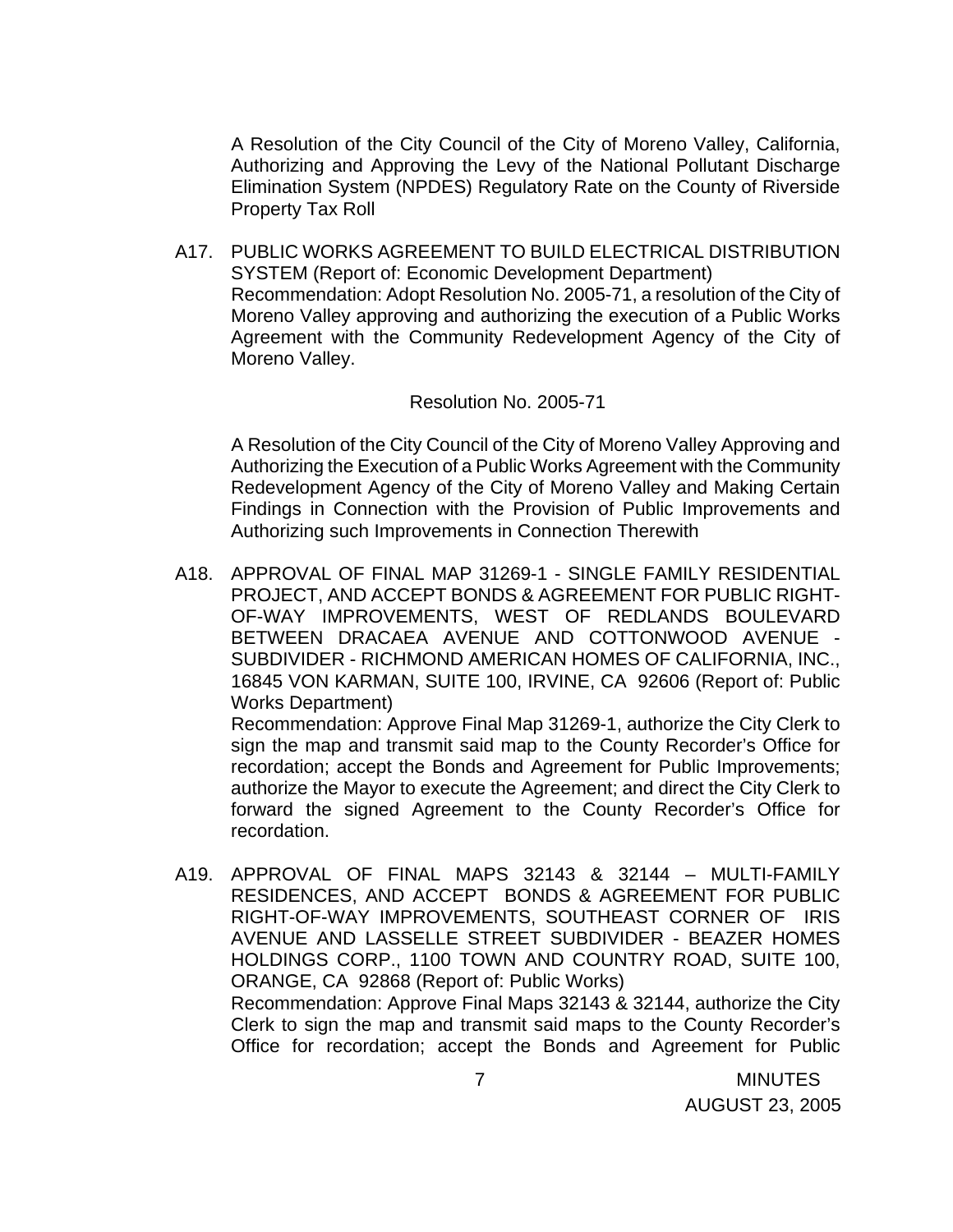A Resolution of the City Council of the City of Moreno Valley, California, Authorizing and Approving the Levy of the National Pollutant Discharge Elimination System (NPDES) Regulatory Rate on the County of Riverside Property Tax Roll

A17. PUBLIC WORKS AGREEMENT TO BUILD ELECTRICAL DISTRIBUTION SYSTEM (Report of: Economic Development Department)
Recommendation: Adopt Resolution No. 2005-71, a resolution of the City of Moreno Valley approving and authorizing the execution of a Public Works Agreement with the Community Redevelopment Agency of the City of Moreno Valley.

Resolution No. 2005-71

A Resolution of the City Council of the City of Moreno Valley Approving and Authorizing the Execution of a Public Works Agreement with the Community Redevelopment Agency of the City of Moreno Valley and Making Certain Findings in Connection with the Provision of Public Improvements and Authorizing such Improvements in Connection Therewith

A18. APPROVAL OF FINAL MAP 31269-1 - SINGLE FAMILY RESIDENTIAL PROJECT, AND ACCEPT BONDS & AGREEMENT FOR PUBLIC RIGHT-OF-WAY IMPROVEMENTS, WEST OF REDLANDS BOULEVARD BETWEEN DRACAEA AVENUE AND COTTONWOOD AVENUE - SUBDIVIDER - RICHMOND AMERICAN HOMES OF CALIFORNIA, INC., 16845 VON KARMAN, SUITE 100, IRVINE, CA 92606 (Report of: Public Works Department)
Recommendation: Approve Final Map 31269-1, authorize the City Clerk to sign the map and transmit said map to the County Recorder's Office for recordation; accept the Bonds and Agreement for Public Improvements; authorize the Mayor to execute the Agreement; and direct the City Clerk to forward the signed Agreement to the County Recorder's Office for recordation.

A19. APPROVAL OF FINAL MAPS 32143 & 32144 – MULTI-FAMILY RESIDENCES, AND ACCEPT BONDS & AGREEMENT FOR PUBLIC RIGHT-OF-WAY IMPROVEMENTS, SOUTHEAST CORNER OF IRIS AVENUE AND LASSELLE STREET SUBDIVIDER - BEAZER HOMES HOLDINGS CORP., 1100 TOWN AND COUNTRY ROAD, SUITE 100, ORANGE, CA 92868 (Report of: Public Works)
Recommendation: Approve Final Maps 32143 & 32144, authorize the City Clerk to sign the map and transmit said maps to the County Recorder's Office for recordation; accept the Bonds and Agreement for Public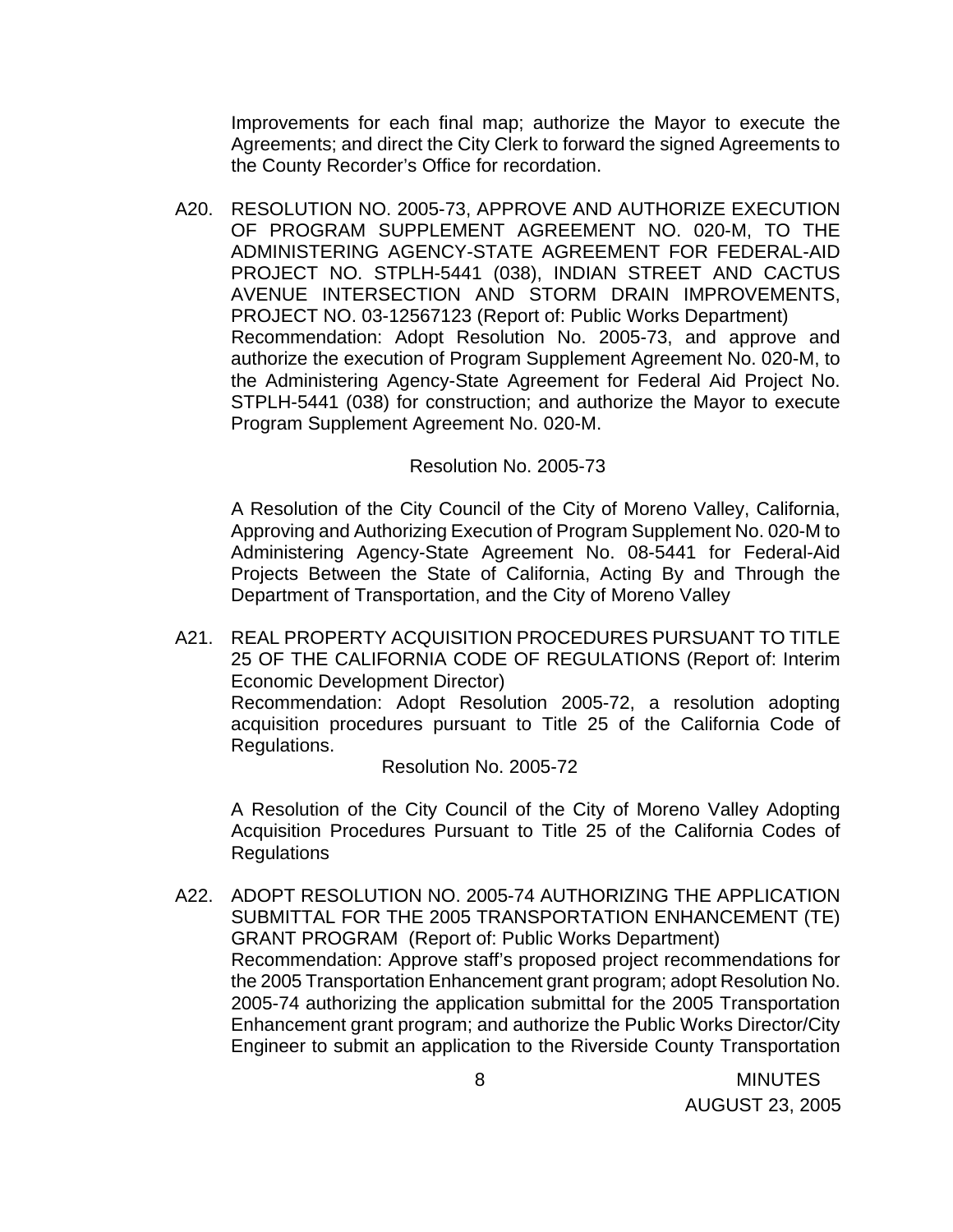Improvements for each final map; authorize the Mayor to execute the Agreements; and direct the City Clerk to forward the signed Agreements to the County Recorder's Office for recordation.

A20. RESOLUTION NO. 2005-73, APPROVE AND AUTHORIZE EXECUTION OF PROGRAM SUPPLEMENT AGREEMENT NO. 020-M, TO THE ADMINISTERING AGENCY-STATE AGREEMENT FOR FEDERAL-AID PROJECT NO. STPLH-5441 (038), INDIAN STREET AND CACTUS AVENUE INTERSECTION AND STORM DRAIN IMPROVEMENTS, PROJECT NO. 03-12567123 (Report of: Public Works Department)
Recommendation: Adopt Resolution No. 2005-73, and approve and authorize the execution of Program Supplement Agreement No. 020-M, to the Administering Agency-State Agreement for Federal Aid Project No. STPLH-5441 (038) for construction; and authorize the Mayor to execute Program Supplement Agreement No. 020-M.

Resolution No. 2005-73

A Resolution of the City Council of the City of Moreno Valley, California, Approving and Authorizing Execution of Program Supplement No. 020-M to Administering Agency-State Agreement No. 08-5441 for Federal-Aid Projects Between the State of California, Acting By and Through the Department of Transportation, and the City of Moreno Valley

A21. REAL PROPERTY ACQUISITION PROCEDURES PURSUANT TO TITLE 25 OF THE CALIFORNIA CODE OF REGULATIONS (Report of: Interim Economic Development Director)
Recommendation: Adopt Resolution 2005-72, a resolution adopting acquisition procedures pursuant to Title 25 of the California Code of Regulations.

Resolution No. 2005-72

A Resolution of the City Council of the City of Moreno Valley Adopting Acquisition Procedures Pursuant to Title 25 of the California Codes of Regulations

A22. ADOPT RESOLUTION NO. 2005-74 AUTHORIZING THE APPLICATION SUBMITTAL FOR THE 2005 TRANSPORTATION ENHANCEMENT (TE) GRANT PROGRAM (Report of: Public Works Department)
Recommendation: Approve staff's proposed project recommendations for the 2005 Transportation Enhancement grant program; adopt Resolution No. 2005-74 authorizing the application submittal for the 2005 Transportation Enhancement grant program; and authorize the Public Works Director/City Engineer to submit an application to the Riverside County Transportation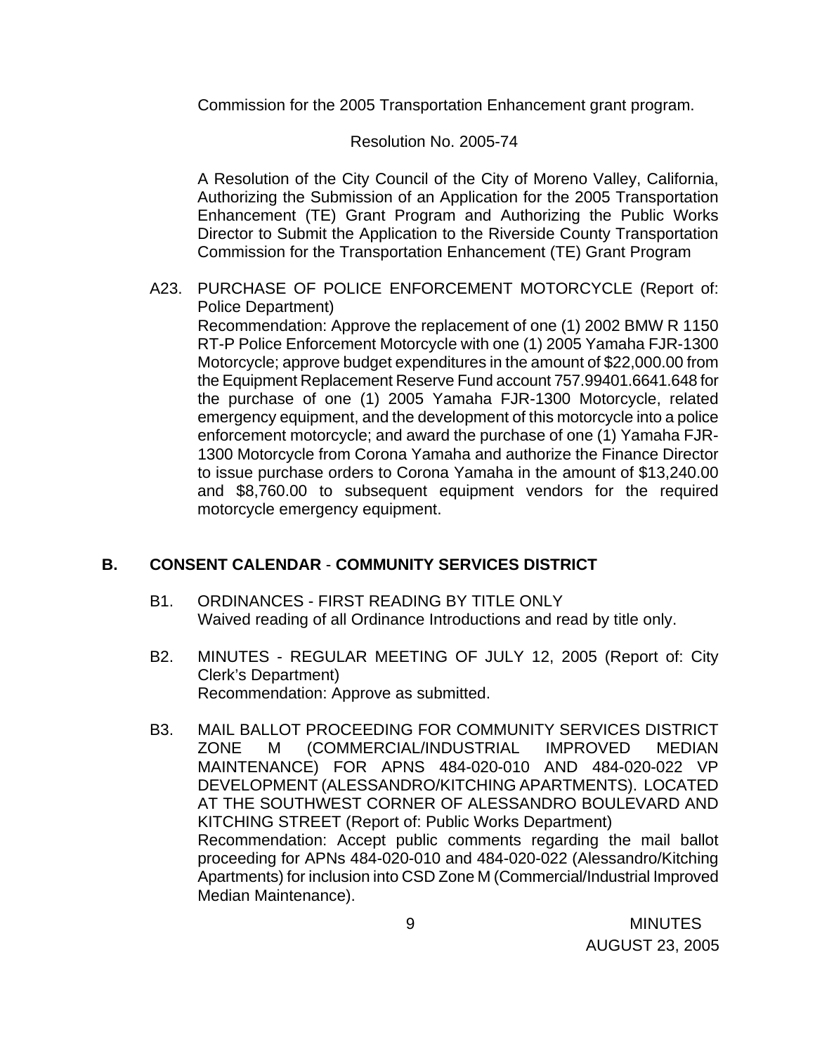Commission for the 2005 Transportation Enhancement grant program.

Resolution No. 2005-74

A Resolution of the City Council of the City of Moreno Valley, California, Authorizing the Submission of an Application for the 2005 Transportation Enhancement (TE) Grant Program and Authorizing the Public Works Director to Submit the Application to the Riverside County Transportation Commission for the Transportation Enhancement (TE) Grant Program

A23. PURCHASE OF POLICE ENFORCEMENT MOTORCYCLE (Report of: Police Department)
Recommendation: Approve the replacement of one (1) 2002 BMW R 1150 RT-P Police Enforcement Motorcycle with one (1) 2005 Yamaha FJR-1300 Motorcycle; approve budget expenditures in the amount of $22,000.00 from the Equipment Replacement Reserve Fund account 757.99401.6641.648 for the purchase of one (1) 2005 Yamaha FJR-1300 Motorcycle, related emergency equipment, and the development of this motorcycle into a police enforcement motorcycle; and award the purchase of one (1) Yamaha FJR-1300 Motorcycle from Corona Yamaha and authorize the Finance Director to issue purchase orders to Corona Yamaha in the amount of $13,240.00 and $8,760.00 to subsequent equipment vendors for the required motorcycle emergency equipment.

## B. CONSENT CALENDAR - COMMUNITY SERVICES DISTRICT

B1. ORDINANCES - FIRST READING BY TITLE ONLY
Waived reading of all Ordinance Introductions and read by title only.

B2. MINUTES - REGULAR MEETING OF JULY 12, 2005 (Report of: City Clerk's Department)
Recommendation: Approve as submitted.

B3. MAIL BALLOT PROCEEDING FOR COMMUNITY SERVICES DISTRICT ZONE M (COMMERCIAL/INDUSTRIAL IMPROVED MEDIAN MAINTENANCE) FOR APNS 484-020-010 AND 484-020-022 VP DEVELOPMENT (ALESSANDRO/KITCHING APARTMENTS). LOCATED AT THE SOUTHWEST CORNER OF ALESSANDRO BOULEVARD AND KITCHING STREET (Report of: Public Works Department)
Recommendation: Accept public comments regarding the mail ballot proceeding for APNs 484-020-010 and 484-020-022 (Alessandro/Kitching Apartments) for inclusion into CSD Zone M (Commercial/Industrial Improved Median Maintenance).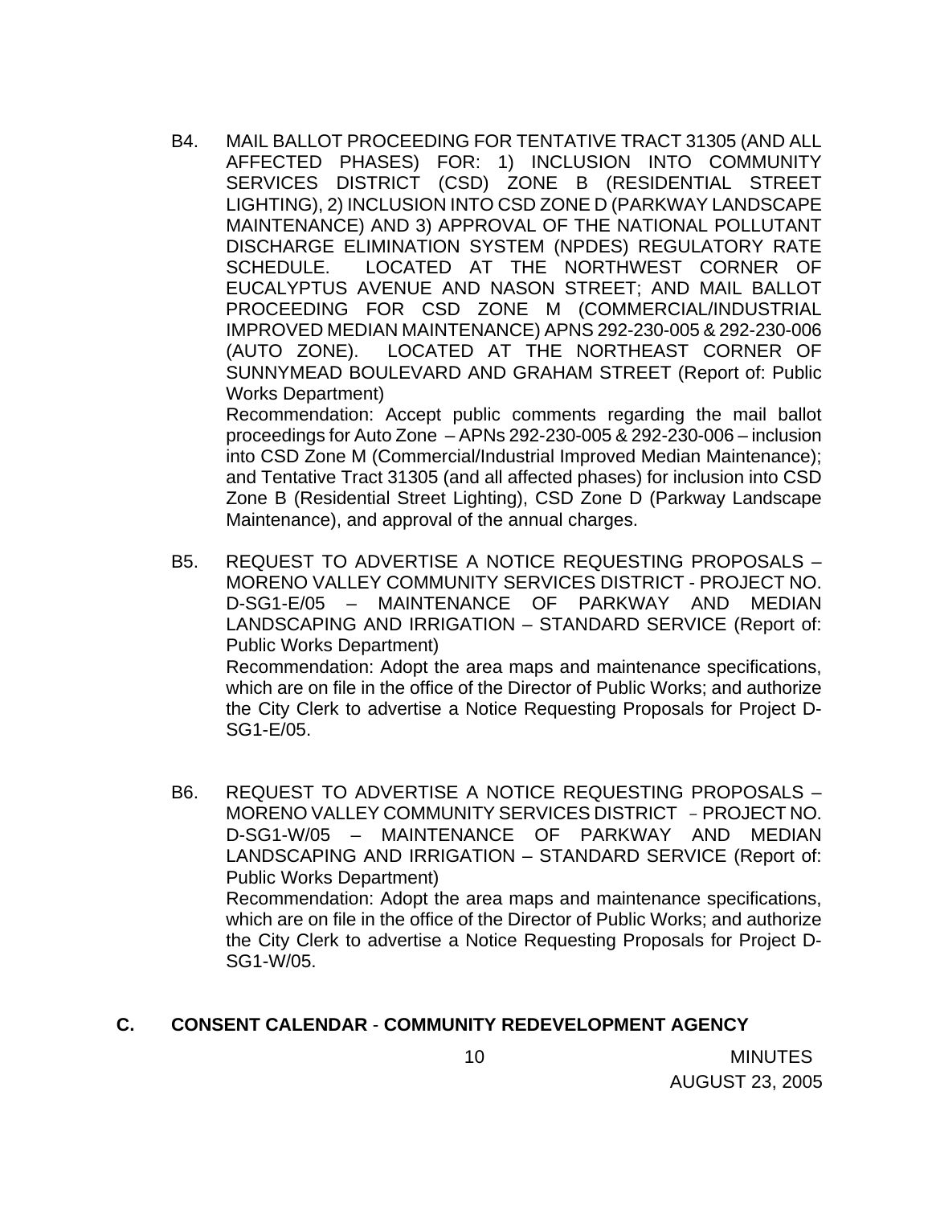B4. MAIL BALLOT PROCEEDING FOR TENTATIVE TRACT 31305 (AND ALL AFFECTED PHASES) FOR: 1) INCLUSION INTO COMMUNITY SERVICES DISTRICT (CSD) ZONE B (RESIDENTIAL STREET LIGHTING), 2) INCLUSION INTO CSD ZONE D (PARKWAY LANDSCAPE MAINTENANCE) AND 3) APPROVAL OF THE NATIONAL POLLUTANT DISCHARGE ELIMINATION SYSTEM (NPDES) REGULATORY RATE SCHEDULE. LOCATED AT THE NORTHWEST CORNER OF EUCALYPTUS AVENUE AND NASON STREET; AND MAIL BALLOT PROCEEDING FOR CSD ZONE M (COMMERCIAL/INDUSTRIAL IMPROVED MEDIAN MAINTENANCE) APNS 292-230-005 & 292-230-006 (AUTO ZONE). LOCATED AT THE NORTHEAST CORNER OF SUNNYMEAD BOULEVARD AND GRAHAM STREET (Report of: Public Works Department)
Recommendation: Accept public comments regarding the mail ballot proceedings for Auto Zone – APNs 292-230-005 & 292-230-006 – inclusion into CSD Zone M (Commercial/Industrial Improved Median Maintenance); and Tentative Tract 31305 (and all affected phases) for inclusion into CSD Zone B (Residential Street Lighting), CSD Zone D (Parkway Landscape Maintenance), and approval of the annual charges.

B5. REQUEST TO ADVERTISE A NOTICE REQUESTING PROPOSALS – MORENO VALLEY COMMUNITY SERVICES DISTRICT - PROJECT NO. D-SG1-E/05 – MAINTENANCE OF PARKWAY AND MEDIAN LANDSCAPING AND IRRIGATION – STANDARD SERVICE (Report of: Public Works Department)
Recommendation: Adopt the area maps and maintenance specifications, which are on file in the office of the Director of Public Works; and authorize the City Clerk to advertise a Notice Requesting Proposals for Project D-SG1-E/05.

B6. REQUEST TO ADVERTISE A NOTICE REQUESTING PROPOSALS – MORENO VALLEY COMMUNITY SERVICES DISTRICT – PROJECT NO. D-SG1-W/05 – MAINTENANCE OF PARKWAY AND MEDIAN LANDSCAPING AND IRRIGATION – STANDARD SERVICE (Report of: Public Works Department)
Recommendation: Adopt the area maps and maintenance specifications, which are on file in the office of the Director of Public Works; and authorize the City Clerk to advertise a Notice Requesting Proposals for Project D-SG1-W/05.

## C. CONSENT CALENDAR - COMMUNITY REDEVELOPMENT AGENCY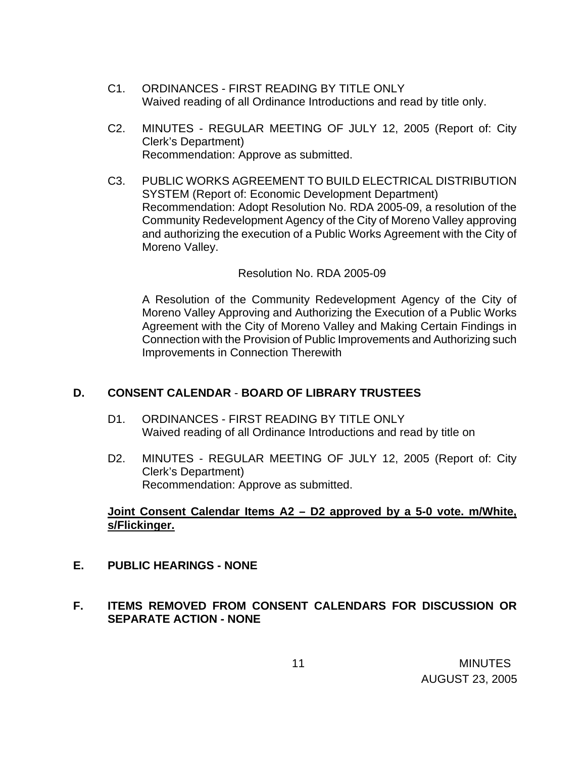C1. ORDINANCES - FIRST READING BY TITLE ONLY
Waived reading of all Ordinance Introductions and read by title only.

C2. MINUTES - REGULAR MEETING OF JULY 12, 2005 (Report of: City Clerk's Department)
Recommendation: Approve as submitted.

C3. PUBLIC WORKS AGREEMENT TO BUILD ELECTRICAL DISTRIBUTION SYSTEM (Report of: Economic Development Department)
Recommendation: Adopt Resolution No. RDA 2005-09, a resolution of the Community Redevelopment Agency of the City of Moreno Valley approving and authorizing the execution of a Public Works Agreement with the City of Moreno Valley.

Resolution No. RDA 2005-09

A Resolution of the Community Redevelopment Agency of the City of Moreno Valley Approving and Authorizing the Execution of a Public Works Agreement with the City of Moreno Valley and Making Certain Findings in Connection with the Provision of Public Improvements and Authorizing such Improvements in Connection Therewith

## D. CONSENT CALENDAR - BOARD OF LIBRARY TRUSTEES

D1. ORDINANCES - FIRST READING BY TITLE ONLY
Waived reading of all Ordinance Introductions and read by title on

D2. MINUTES - REGULAR MEETING OF JULY 12, 2005 (Report of: City Clerk's Department)
Recommendation: Approve as submitted.

**Joint Consent Calendar Items A2 – D2 approved by a 5-0 vote. m/White, s/Flickinger.**

## E. PUBLIC HEARINGS - NONE

## F. ITEMS REMOVED FROM CONSENT CALENDARS FOR DISCUSSION OR SEPARATE ACTION - NONE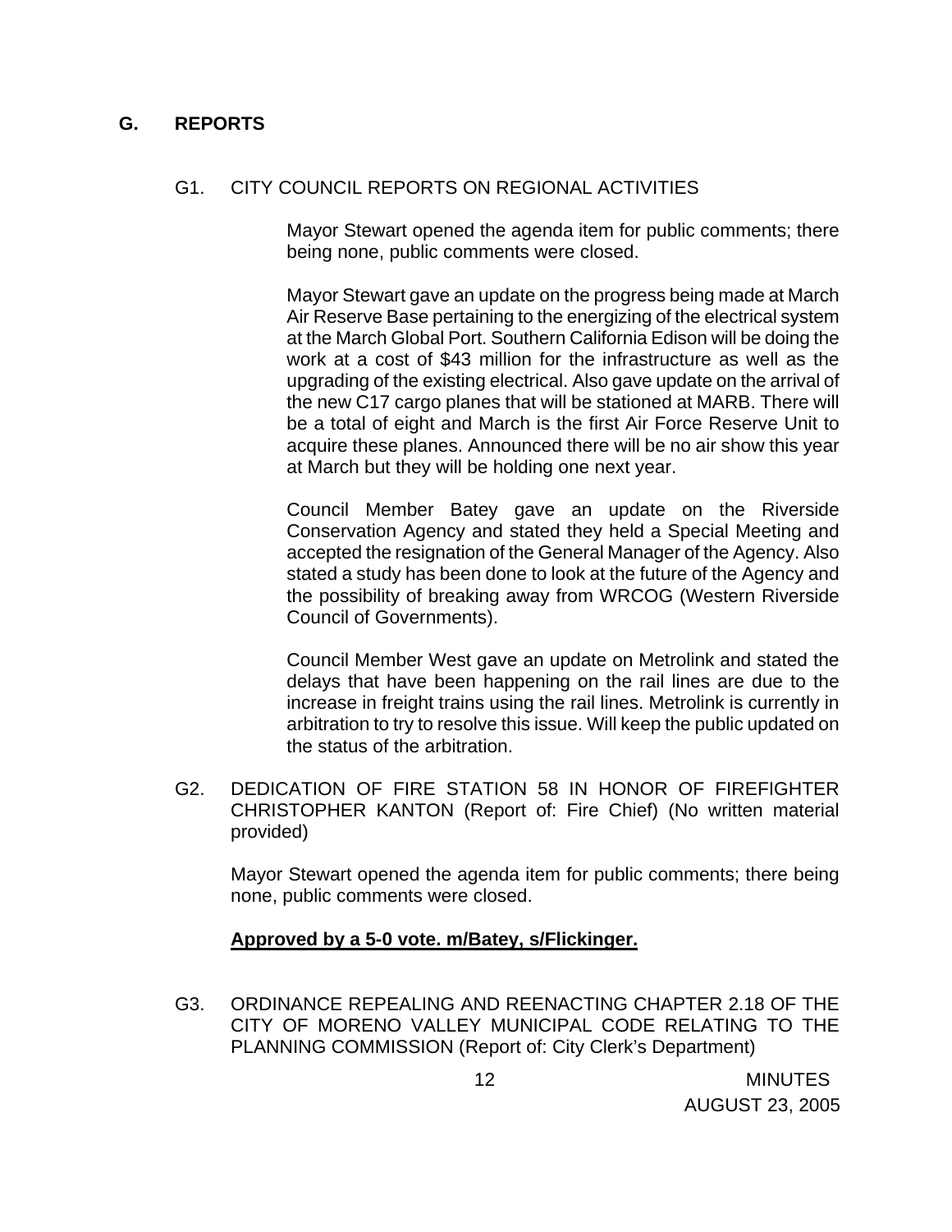## G. REPORTS

### G1. CITY COUNCIL REPORTS ON REGIONAL ACTIVITIES

Mayor Stewart opened the agenda item for public comments; there being none, public comments were closed.

Mayor Stewart gave an update on the progress being made at March Air Reserve Base pertaining to the energizing of the electrical system at the March Global Port. Southern California Edison will be doing the work at a cost of $43 million for the infrastructure as well as the upgrading of the existing electrical. Also gave update on the arrival of the new C17 cargo planes that will be stationed at MARB. There will be a total of eight and March is the first Air Force Reserve Unit to acquire these planes. Announced there will be no air show this year at March but they will be holding one next year.

Council Member Batey gave an update on the Riverside Conservation Agency and stated they held a Special Meeting and accepted the resignation of the General Manager of the Agency. Also stated a study has been done to look at the future of the Agency and the possibility of breaking away from WRCOG (Western Riverside Council of Governments).

Council Member West gave an update on Metrolink and stated the delays that have been happening on the rail lines are due to the increase in freight trains using the rail lines. Metrolink is currently in arbitration to try to resolve this issue. Will keep the public updated on the status of the arbitration.

### G2. DEDICATION OF FIRE STATION 58 IN HONOR OF FIREFIGHTER CHRISTOPHER KANTON (Report of: Fire Chief) (No written material provided)

Mayor Stewart opened the agenda item for public comments; there being none, public comments were closed.

**Approved by a 5-0 vote. m/Batey, s/Flickinger.**

### G3. ORDINANCE REPEALING AND REENACTING CHAPTER 2.18 OF THE CITY OF MORENO VALLEY MUNICIPAL CODE RELATING TO THE PLANNING COMMISSION (Report of: City Clerk's Department)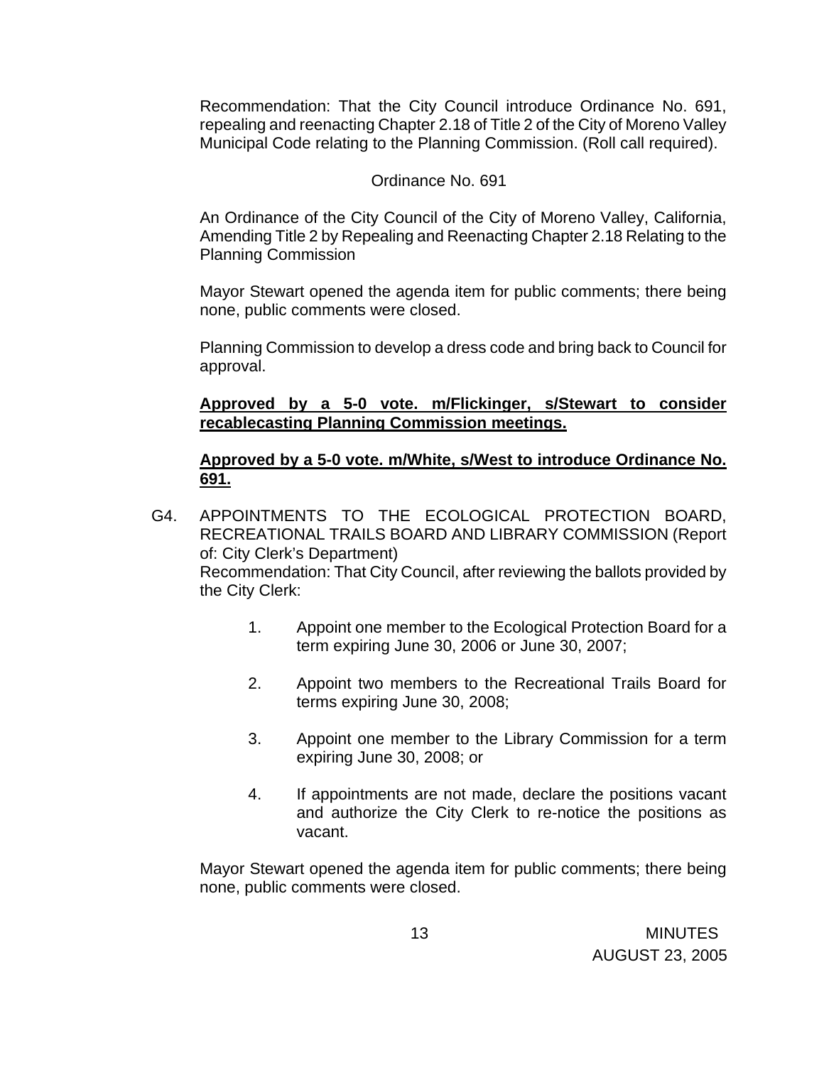Recommendation: That the City Council introduce Ordinance No. 691, repealing and reenacting Chapter 2.18 of Title 2 of the City of Moreno Valley Municipal Code relating to the Planning Commission. (Roll call required).

Ordinance No. 691

An Ordinance of the City Council of the City of Moreno Valley, California, Amending Title 2 by Repealing and Reenacting Chapter 2.18 Relating to the Planning Commission

Mayor Stewart opened the agenda item for public comments; there being none, public comments were closed.

Planning Commission to develop a dress code and bring back to Council for approval.

**Approved by a 5-0 vote. m/Flickinger, s/Stewart to consider recablecasting Planning Commission meetings.**

**Approved by a 5-0 vote. m/White, s/West to introduce Ordinance No. 691.**

G4. APPOINTMENTS TO THE ECOLOGICAL PROTECTION BOARD, RECREATIONAL TRAILS BOARD AND LIBRARY COMMISSION (Report of: City Clerk's Department)
Recommendation: That City Council, after reviewing the ballots provided by the City Clerk:

1. Appoint one member to the Ecological Protection Board for a term expiring June 30, 2006 or June 30, 2007;

2. Appoint two members to the Recreational Trails Board for terms expiring June 30, 2008;

3. Appoint one member to the Library Commission for a term expiring June 30, 2008; or

4. If appointments are not made, declare the positions vacant and authorize the City Clerk to re-notice the positions as vacant.

Mayor Stewart opened the agenda item for public comments; there being none, public comments were closed.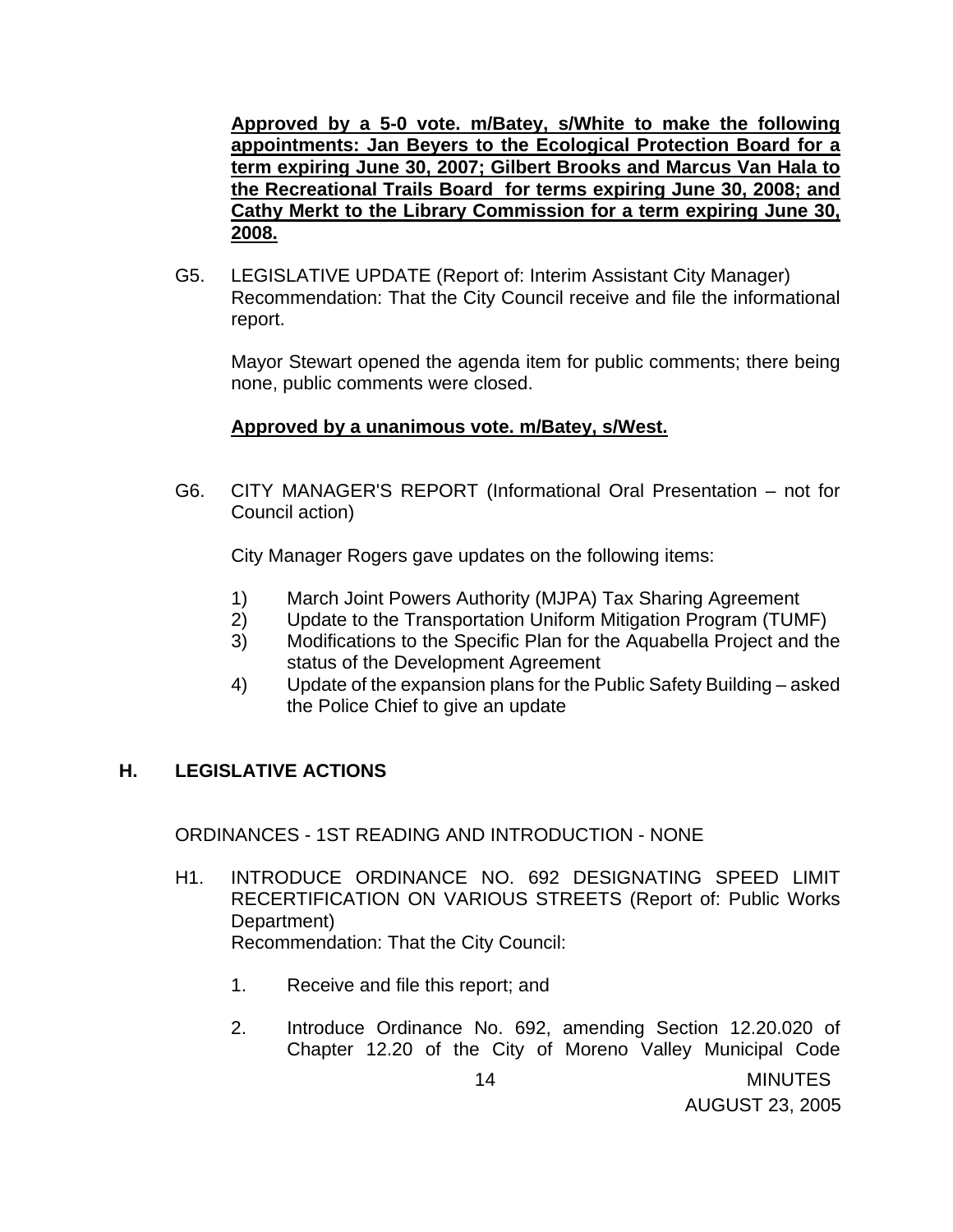**Approved by a 5-0 vote. m/Batey, s/White to make the following appointments: Jan Beyers to the Ecological Protection Board for a term expiring June 30, 2007; Gilbert Brooks and Marcus Van Hala to the Recreational Trails Board for terms expiring June 30, 2008; and Cathy Merkt to the Library Commission for a term expiring June 30, 2008.**

G5. LEGISLATIVE UPDATE (Report of: Interim Assistant City Manager)
Recommendation: That the City Council receive and file the informational report.

Mayor Stewart opened the agenda item for public comments; there being none, public comments were closed.

**Approved by a unanimous vote. m/Batey, s/West.**

G6. CITY MANAGER'S REPORT (Informational Oral Presentation – not for Council action)

City Manager Rogers gave updates on the following items:

1) March Joint Powers Authority (MJPA) Tax Sharing Agreement
2) Update to the Transportation Uniform Mitigation Program (TUMF)
3) Modifications to the Specific Plan for the Aquabella Project and the status of the Development Agreement
4) Update of the expansion plans for the Public Safety Building – asked the Police Chief to give an update

## H. LEGISLATIVE ACTIONS

ORDINANCES - 1ST READING AND INTRODUCTION - NONE

H1. INTRODUCE ORDINANCE NO. 692 DESIGNATING SPEED LIMIT RECERTIFICATION ON VARIOUS STREETS (Report of: Public Works Department)
Recommendation: That the City Council:

1. Receive and file this report; and

2. Introduce Ordinance No. 692, amending Section 12.20.020 of Chapter 12.20 of the City of Moreno Valley Municipal Code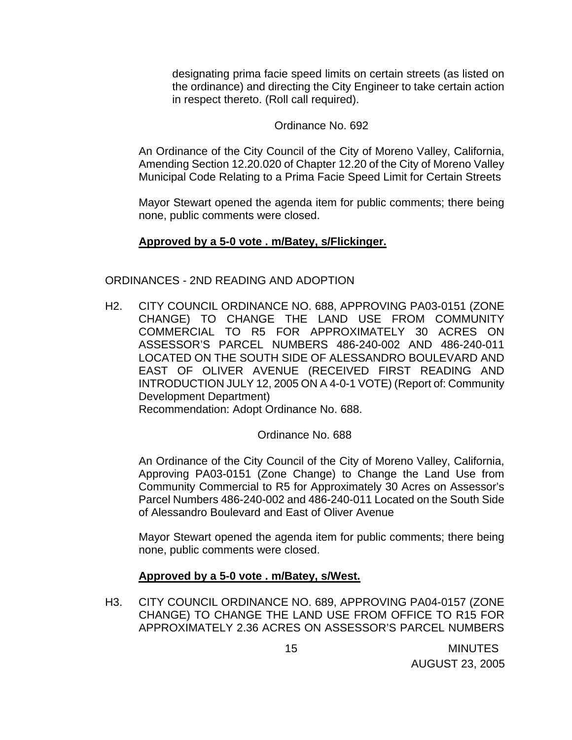designating prima facie speed limits on certain streets (as listed on the ordinance) and directing the City Engineer to take certain action in respect thereto. (Roll call required).

Ordinance No. 692

An Ordinance of the City Council of the City of Moreno Valley, California, Amending Section 12.20.020 of Chapter 12.20 of the City of Moreno Valley Municipal Code Relating to a Prima Facie Speed Limit for Certain Streets

Mayor Stewart opened the agenda item for public comments; there being none, public comments were closed.

**Approved by a 5-0 vote . m/Batey, s/Flickinger.**

ORDINANCES - 2ND READING AND ADOPTION

H2. CITY COUNCIL ORDINANCE NO. 688, APPROVING PA03-0151 (ZONE CHANGE) TO CHANGE THE LAND USE FROM COMMUNITY COMMERCIAL TO R5 FOR APPROXIMATELY 30 ACRES ON ASSESSOR'S PARCEL NUMBERS 486-240-002 AND 486-240-011 LOCATED ON THE SOUTH SIDE OF ALESSANDRO BOULEVARD AND EAST OF OLIVER AVENUE (RECEIVED FIRST READING AND INTRODUCTION JULY 12, 2005 ON A 4-0-1 VOTE) (Report of: Community Development Department)
Recommendation: Adopt Ordinance No. 688.

Ordinance No. 688

An Ordinance of the City Council of the City of Moreno Valley, California, Approving PA03-0151 (Zone Change) to Change the Land Use from Community Commercial to R5 for Approximately 30 Acres on Assessor's Parcel Numbers 486-240-002 and 486-240-011 Located on the South Side of Alessandro Boulevard and East of Oliver Avenue

Mayor Stewart opened the agenda item for public comments; there being none, public comments were closed.

**Approved by a 5-0 vote . m/Batey, s/West.**

H3. CITY COUNCIL ORDINANCE NO. 689, APPROVING PA04-0157 (ZONE CHANGE) TO CHANGE THE LAND USE FROM OFFICE TO R15 FOR APPROXIMATELY 2.36 ACRES ON ASSESSOR'S PARCEL NUMBERS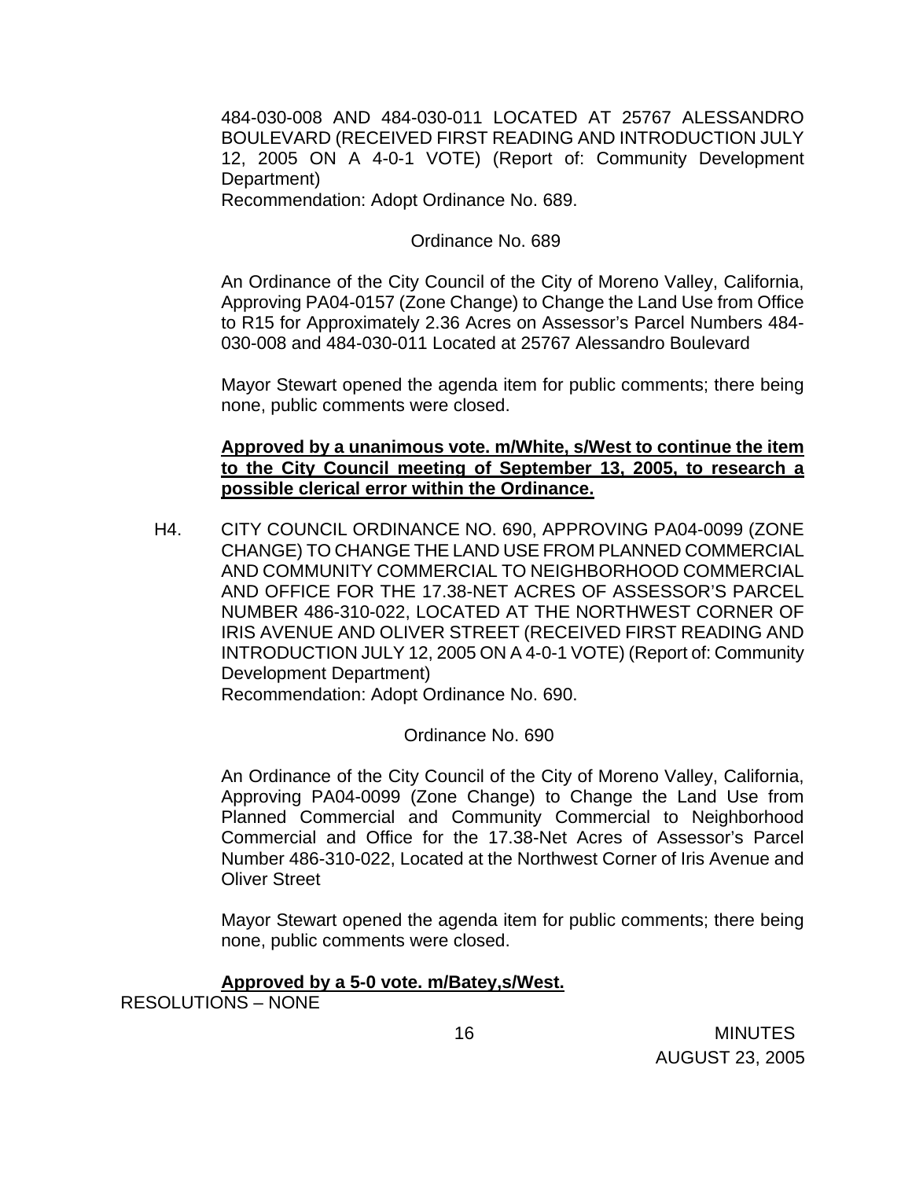484-030-008 AND 484-030-011 LOCATED AT 25767 ALESSANDRO BOULEVARD (RECEIVED FIRST READING AND INTRODUCTION JULY 12, 2005 ON A 4-0-1 VOTE) (Report of: Community Development Department)
Recommendation: Adopt Ordinance No. 689.

Ordinance No. 689

An Ordinance of the City Council of the City of Moreno Valley, California, Approving PA04-0157 (Zone Change) to Change the Land Use from Office to R15 for Approximately 2.36 Acres on Assessor's Parcel Numbers 484-030-008 and 484-030-011 Located at 25767 Alessandro Boulevard

Mayor Stewart opened the agenda item for public comments; there being none, public comments were closed.

**Approved by a unanimous vote. m/White, s/West to continue the item to the City Council meeting of September 13, 2005, to research a possible clerical error within the Ordinance.**

H4. CITY COUNCIL ORDINANCE NO. 690, APPROVING PA04-0099 (ZONE CHANGE) TO CHANGE THE LAND USE FROM PLANNED COMMERCIAL AND COMMUNITY COMMERCIAL TO NEIGHBORHOOD COMMERCIAL AND OFFICE FOR THE 17.38-NET ACRES OF ASSESSOR'S PARCEL NUMBER 486-310-022, LOCATED AT THE NORTHWEST CORNER OF IRIS AVENUE AND OLIVER STREET (RECEIVED FIRST READING AND INTRODUCTION JULY 12, 2005 ON A 4-0-1 VOTE) (Report of: Community Development Department)
Recommendation: Adopt Ordinance No. 690.

Ordinance No. 690

An Ordinance of the City Council of the City of Moreno Valley, California, Approving PA04-0099 (Zone Change) to Change the Land Use from Planned Commercial and Community Commercial to Neighborhood Commercial and Office for the 17.38-Net Acres of Assessor's Parcel Number 486-310-022, Located at the Northwest Corner of Iris Avenue and Oliver Street

Mayor Stewart opened the agenda item for public comments; there being none, public comments were closed.

**Approved by a 5-0 vote. m/Batey,s/West.**

RESOLUTIONS – NONE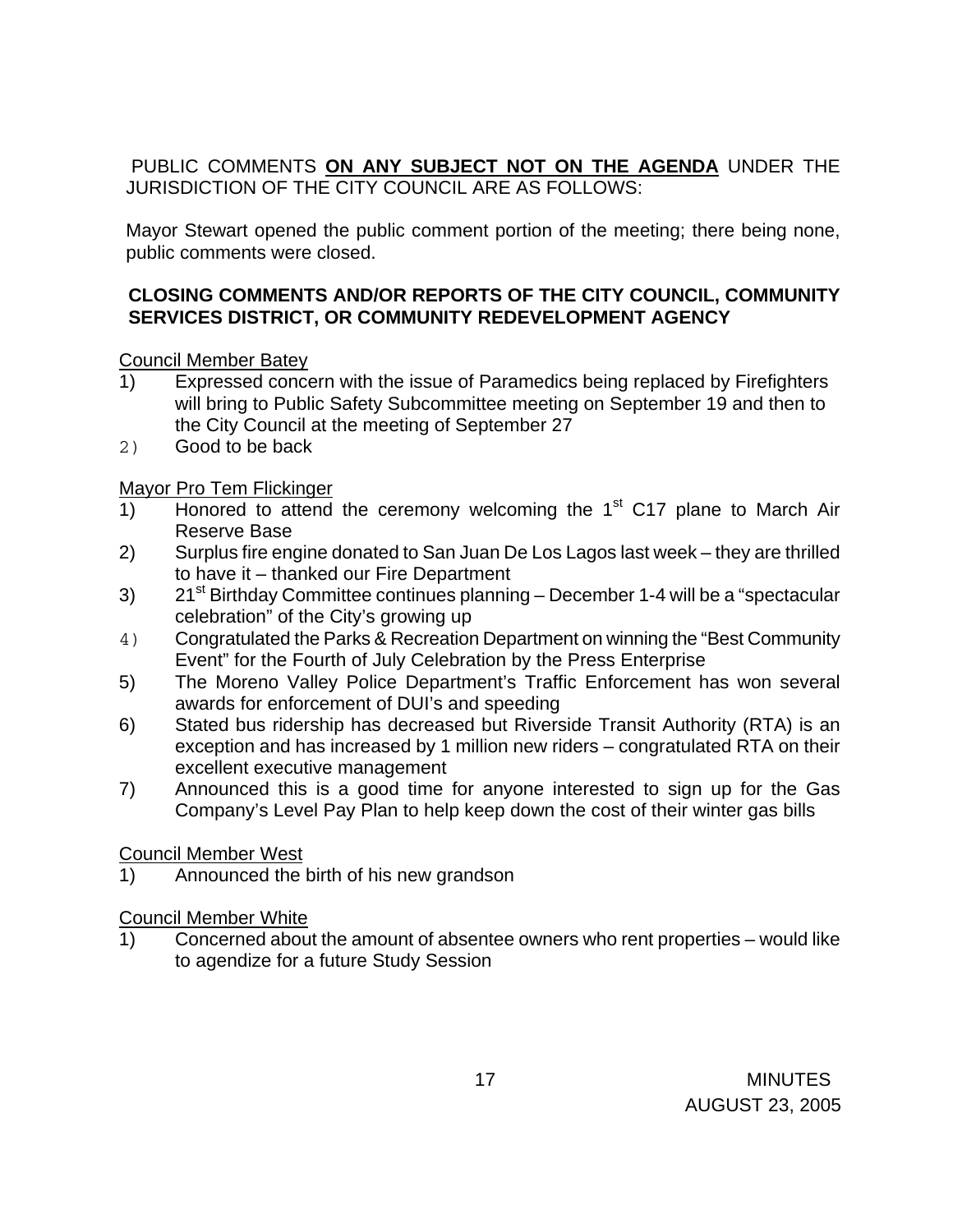PUBLIC COMMENTS **ON ANY SUBJECT NOT ON THE AGENDA** UNDER THE JURISDICTION OF THE CITY COUNCIL ARE AS FOLLOWS:

Mayor Stewart opened the public comment portion of the meeting; there being none, public comments were closed.

**CLOSING COMMENTS AND/OR REPORTS OF THE CITY COUNCIL, COMMUNITY SERVICES DISTRICT, OR COMMUNITY REDEVELOPMENT AGENCY**

Council Member Batey

1) Expressed concern with the issue of Paramedics being replaced by Firefighters will bring to Public Safety Subcommittee meeting on September 19 and then to the City Council at the meeting of September 27
2) Good to be back

Mayor Pro Tem Flickinger

1) Honored to attend the ceremony welcoming the 1st C17 plane to March Air Reserve Base
2) Surplus fire engine donated to San Juan De Los Lagos last week – they are thrilled to have it – thanked our Fire Department
3) 21st Birthday Committee continues planning – December 1-4 will be a "spectacular celebration" of the City's growing up
4) Congratulated the Parks & Recreation Department on winning the "Best Community Event" for the Fourth of July Celebration by the Press Enterprise
5) The Moreno Valley Police Department's Traffic Enforcement has won several awards for enforcement of DUI's and speeding
6) Stated bus ridership has decreased but Riverside Transit Authority (RTA) is an exception and has increased by 1 million new riders – congratulated RTA on their excellent executive management
7) Announced this is a good time for anyone interested to sign up for the Gas Company's Level Pay Plan to help keep down the cost of their winter gas bills

Council Member West

1) Announced the birth of his new grandson

Council Member White

1) Concerned about the amount of absentee owners who rent properties – would like to agendize for a future Study Session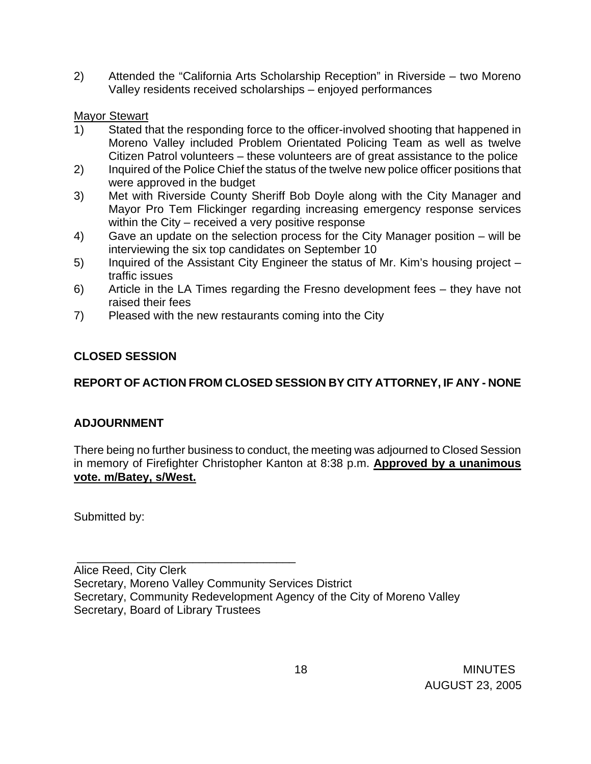2) Attended the "California Arts Scholarship Reception" in Riverside – two Moreno Valley residents received scholarships – enjoyed performances

<u>Mayor Stewart</u>

1) Stated that the responding force to the officer-involved shooting that happened in Moreno Valley included Problem Orientated Policing Team as well as twelve Citizen Patrol volunteers – these volunteers are of great assistance to the police
2) Inquired of the Police Chief the status of the twelve new police officer positions that were approved in the budget
3) Met with Riverside County Sheriff Bob Doyle along with the City Manager and Mayor Pro Tem Flickinger regarding increasing emergency response services within the City – received a very positive response
4) Gave an update on the selection process for the City Manager position – will be interviewing the six top candidates on September 10
5) Inquired of the Assistant City Engineer the status of Mr. Kim's housing project – traffic issues
6) Article in the LA Times regarding the Fresno development fees – they have not raised their fees
7) Pleased with the new restaurants coming into the City

**CLOSED SESSION**

**REPORT OF ACTION FROM CLOSED SESSION BY CITY ATTORNEY, IF ANY - NONE**

**ADJOURNMENT**

There being no further business to conduct, the meeting was adjourned to Closed Session in memory of Firefighter Christopher Kanton at 8:38 p.m. **<u>Approved by a unanimous vote. m/Batey, s/West.</u>**

Submitted by:

\_\_\_\_\_\_\_\_\_\_\_\_\_\_\_\_\_\_\_\_\_\_\_\_\_\_\_\_\_\_\_\_\_\_\_\_

Alice Reed, City Clerk
Secretary, Moreno Valley Community Services District
Secretary, Community Redevelopment Agency of the City of Moreno Valley
Secretary, Board of Library Trustees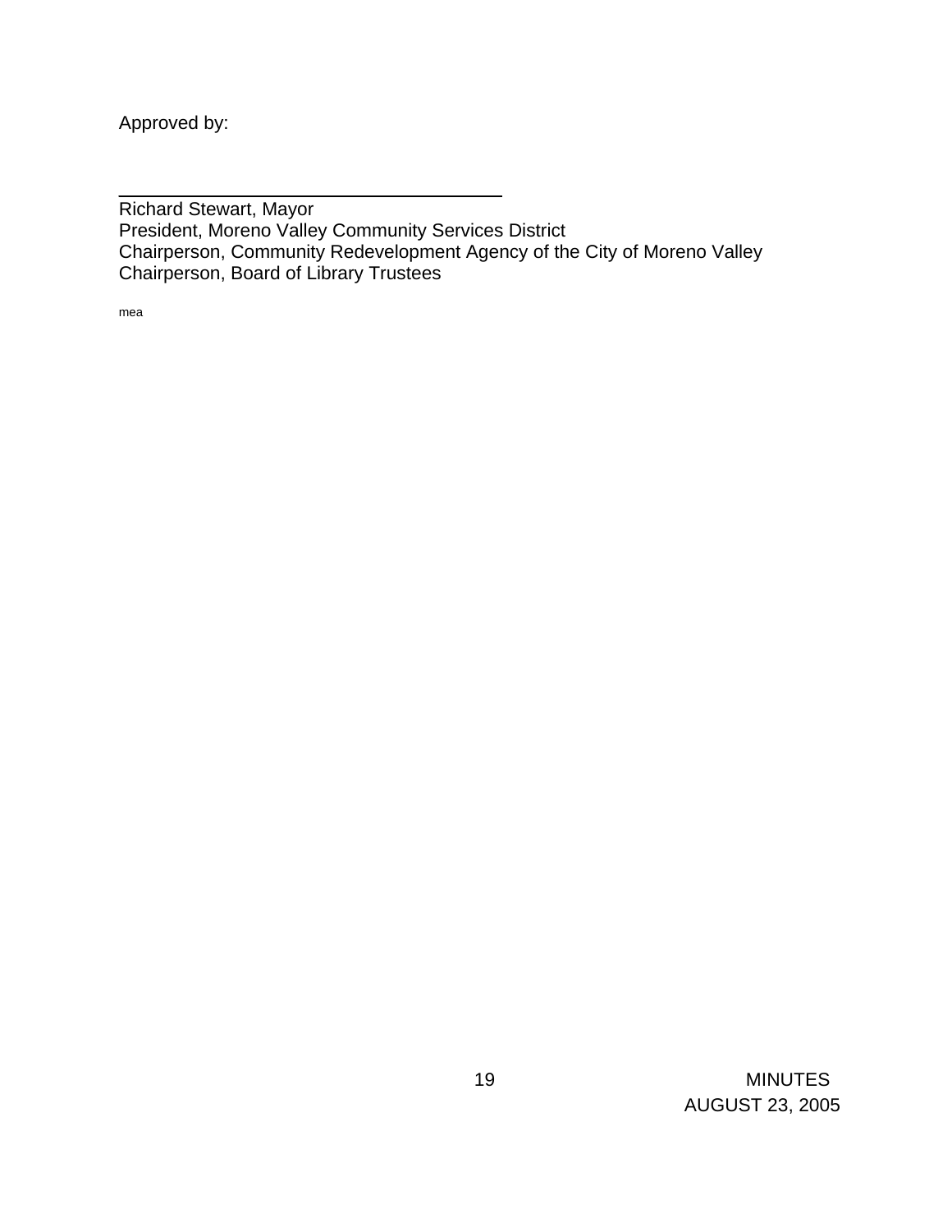Approved by:

\_\_\_\_\_\_\_\_\_\_\_\_\_\_\_\_\_\_\_\_\_\_\_\_\_\_\_\_\_\_\_\_\_\_\_\_\_\_\_\_

Richard Stewart, Mayor
President, Moreno Valley Community Services District
Chairperson, Community Redevelopment Agency of the City of Moreno Valley
Chairperson, Board of Library Trustees

mea